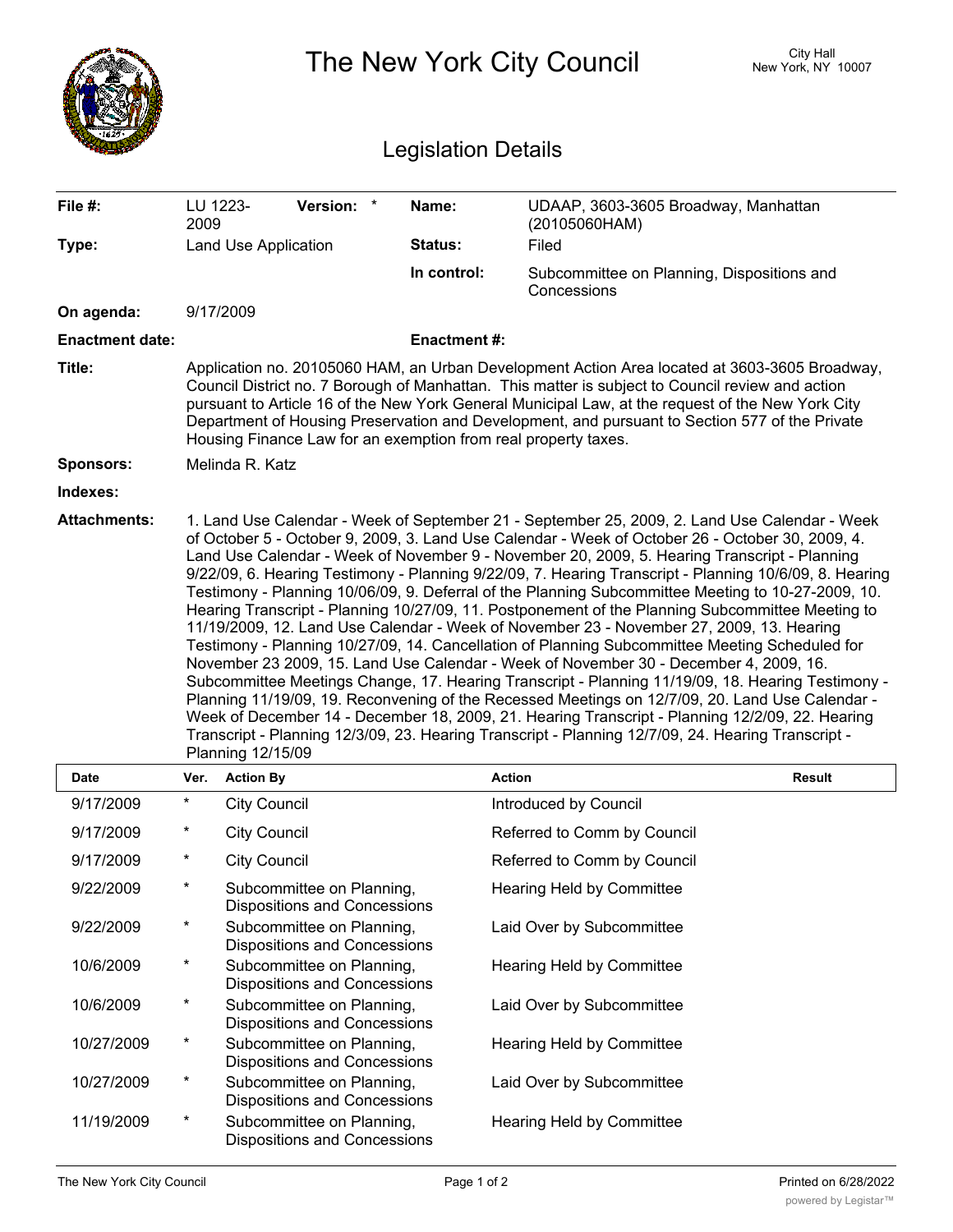# The New York City Council

City Hall
New York, NY 10007

## Legislation Details

| | | | |
|---|---|---|---|
| **File #:** | LU 1223-2009 **Version:** * | **Name:** | UDAAP, 3603-3605 Broadway, Manhattan (20105060HAM) |
| **Type:** | Land Use Application | **Status:** | Filed |
| | | **In control:** | Subcommittee on Planning, Dispositions and Concessions |
| **On agenda:** | 9/17/2009 | | |
| **Enactment date:** | | **Enactment #:** | |

**Title:** Application no. 20105060 HAM, an Urban Development Action Area located at 3603-3605 Broadway, Council District no. 7 Borough of Manhattan. This matter is subject to Council review and action pursuant to Article 16 of the New York General Municipal Law, at the request of the New York City Department of Housing Preservation and Development, and pursuant to Section 577 of the Private Housing Finance Law for an exemption from real property taxes.

**Sponsors:** Melinda R. Katz

**Indexes:**

**Attachments:** 1. Land Use Calendar - Week of September 21 - September 25, 2009, 2. Land Use Calendar - Week of October 5 - October 9, 2009, 3. Land Use Calendar - Week of October 26 - October 30, 2009, 4. Land Use Calendar - Week of November 9 - November 20, 2009, 5. Hearing Transcript - Planning 9/22/09, 6. Hearing Testimony - Planning 9/22/09, 7. Hearing Transcript - Planning 10/6/09, 8. Hearing Testimony - Planning 10/06/09, 9. Deferral of the Planning Subcommittee Meeting to 10-27-2009, 10. Hearing Transcript - Planning 10/27/09, 11. Postponement of the Planning Subcommittee Meeting to 11/19/2009, 12. Land Use Calendar - Week of November 23 - November 27, 2009, 13. Hearing Testimony - Planning 10/27/09, 14. Cancellation of Planning Subcommittee Meeting Scheduled for November 23 2009, 15. Land Use Calendar - Week of November 30 - December 4, 2009, 16. Subcommittee Meetings Change, 17. Hearing Transcript - Planning 11/19/09, 18. Hearing Testimony - Planning 11/19/09, 19. Reconvening of the Recessed Meetings on 12/7/09, 20. Land Use Calendar - Week of December 14 - December 18, 2009, 21. Hearing Transcript - Planning 12/2/09, 22. Hearing Transcript - Planning 12/3/09, 23. Hearing Transcript - Planning 12/7/09, 24. Hearing Transcript - Planning 12/15/09

| Date | Ver. | Action By | Action | Result |
|---|---|---|---|---|
| 9/17/2009 | * | City Council | Introduced by Council | |
| 9/17/2009 | * | City Council | Referred to Comm by Council | |
| 9/17/2009 | * | City Council | Referred to Comm by Council | |
| 9/22/2009 | * | Subcommittee on Planning, Dispositions and Concessions | Hearing Held by Committee | |
| 9/22/2009 | * | Subcommittee on Planning, Dispositions and Concessions | Laid Over by Subcommittee | |
| 10/6/2009 | * | Subcommittee on Planning, Dispositions and Concessions | Hearing Held by Committee | |
| 10/6/2009 | * | Subcommittee on Planning, Dispositions and Concessions | Laid Over by Subcommittee | |
| 10/27/2009 | * | Subcommittee on Planning, Dispositions and Concessions | Hearing Held by Committee | |
| 10/27/2009 | * | Subcommittee on Planning, Dispositions and Concessions | Laid Over by Subcommittee | |
| 11/19/2009 | * | Subcommittee on Planning, Dispositions and Concessions | Hearing Held by Committee | |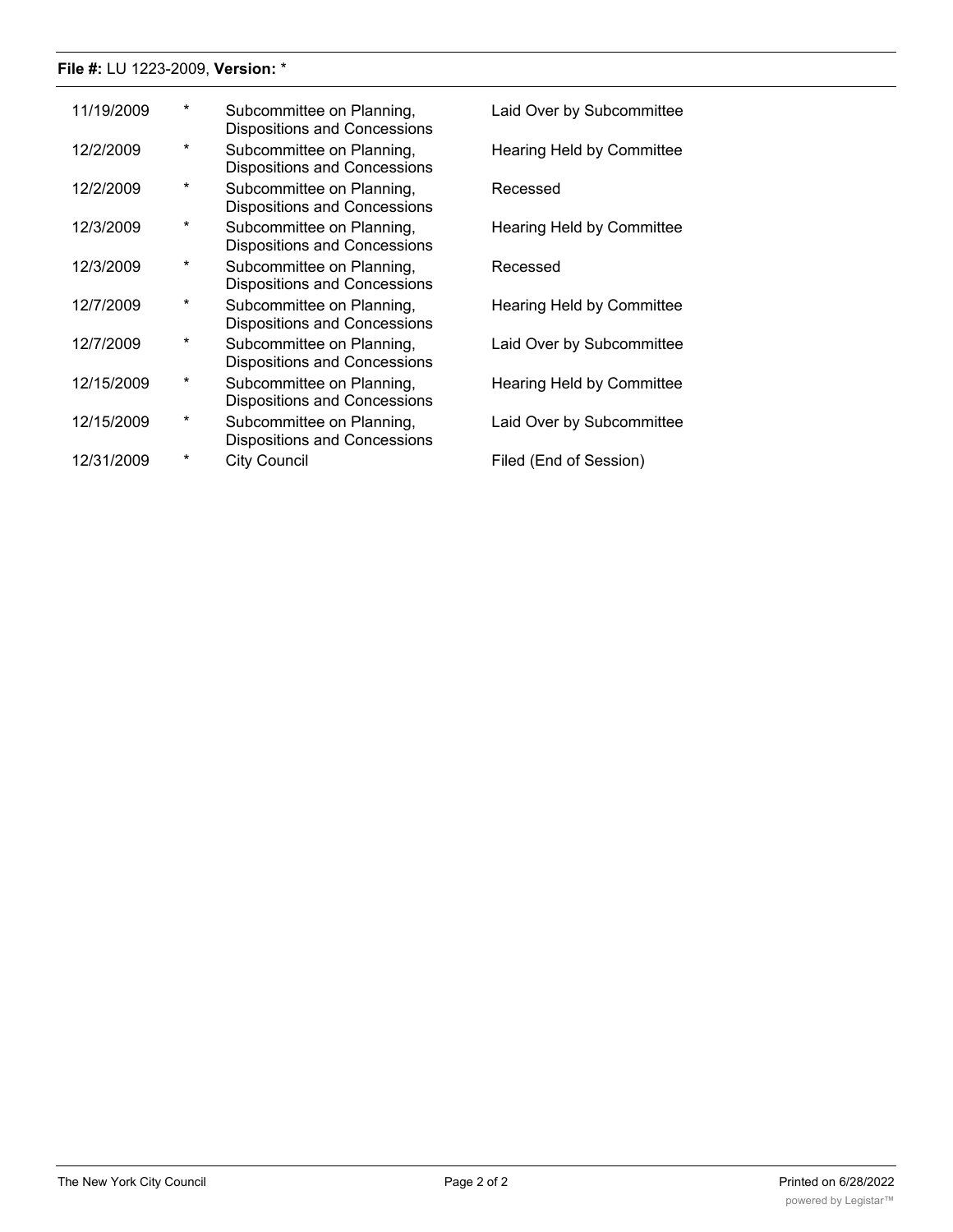**File #:** LU 1223-2009, **Version:** *

| | | | |
|---|---|---|---|
| 11/19/2009 | * | Subcommittee on Planning, Dispositions and Concessions | Laid Over by Subcommittee |
| 12/2/2009 | * | Subcommittee on Planning, Dispositions and Concessions | Hearing Held by Committee |
| 12/2/2009 | * | Subcommittee on Planning, Dispositions and Concessions | Recessed |
| 12/3/2009 | * | Subcommittee on Planning, Dispositions and Concessions | Hearing Held by Committee |
| 12/3/2009 | * | Subcommittee on Planning, Dispositions and Concessions | Recessed |
| 12/7/2009 | * | Subcommittee on Planning, Dispositions and Concessions | Hearing Held by Committee |
| 12/7/2009 | * | Subcommittee on Planning, Dispositions and Concessions | Laid Over by Subcommittee |
| 12/15/2009 | * | Subcommittee on Planning, Dispositions and Concessions | Hearing Held by Committee |
| 12/15/2009 | * | Subcommittee on Planning, Dispositions and Concessions | Laid Over by Subcommittee |
| 12/31/2009 | * | City Council | Filed (End of Session) |